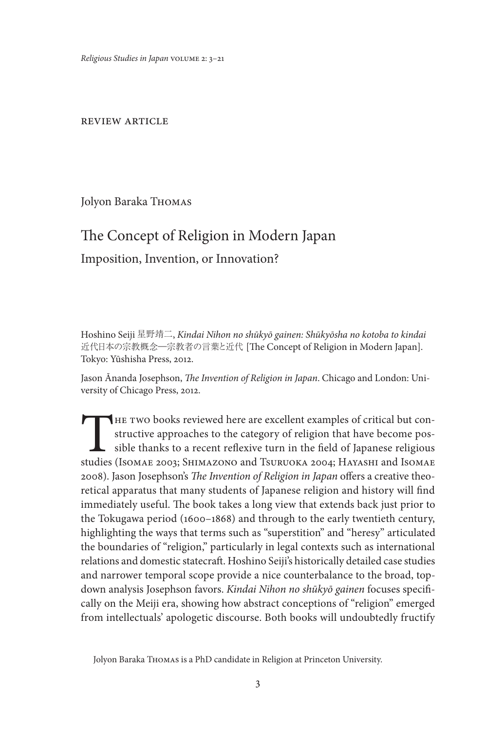REVIEW ARTICLE

Jolyon Baraka Thomas

# The Concept of Religion in Modern Japan

## Imposition, Invention, or Innovation?

Hoshino Seiji 星野靖二, *Kindai Nihon no shūkyō gainen: Shūkyōsha no kotoba to kindai* 近代日本の宗教概念—宗教者の言葉と近代 [The Concept of Religion in Modern Japan]. Tokyo: Yūshisha Press, 2012.

Jason Ānanda Josephson, *The Invention of Religion in Japan*. Chicago and London: University of Chicago Press, 2012.

The two books reviewed here are excellent examples of critical but constructive approaches to the category of religion that have become possible thanks to a recent reflexive turn in the field of Japanese religious studies (Isomae 2003; Shimazono and Tsuruoka 2004; Hayashi and Isomae 2008). Jason Josephson's *The Invention of Religion in Japan* offers a creative theoretical apparatus that many students of Japanese religion and history will find immediately useful. The book takes a long view that extends back just prior to the Tokugawa period (1600–1868) and through to the early twentieth century, highlighting the ways that terms such as "superstition" and "heresy" articulated the boundaries of "religion," particularly in legal contexts such as international relations and domestic statecraft. Hoshino Seiji's historically detailed case studies and narrower temporal scope provide a nice counterbalance to the broad, top-down analysis Josephson favors. *Kindai Nihon no shūkyō gainen* focuses specifically on the Meiji era, showing how abstract conceptions of "religion" emerged from intellectuals' apologetic discourse. Both books will undoubtedly fructify

Jolyon Baraka Thomas is a PhD candidate in Religion at Princeton University.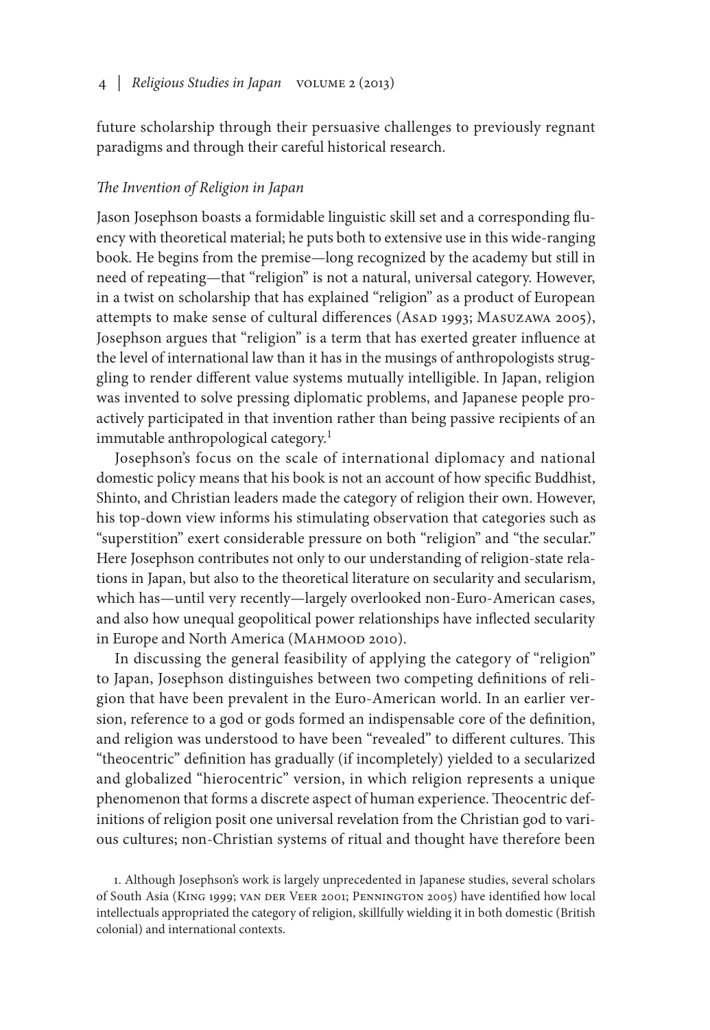future scholarship through their persuasive challenges to previously regnant paradigms and through their careful historical research.

### *The Invention of Religion in Japan*

Jason Josephson boasts a formidable linguistic skill set and a corresponding fluency with theoretical material; he puts both to extensive use in this wide-ranging book. He begins from the premise—long recognized by the academy but still in need of repeating—that "religion" is not a natural, universal category. However, in a twist on scholarship that has explained "religion" as a product of European attempts to make sense of cultural differences (Asad 1993; Masuzawa 2005), Josephson argues that "religion" is a term that has exerted greater influence at the level of international law than it has in the musings of anthropologists struggling to render different value systems mutually intelligible. In Japan, religion was invented to solve pressing diplomatic problems, and Japanese people proactively participated in that invention rather than being passive recipients of an immutable anthropological category.[1]

Josephson's focus on the scale of international diplomacy and national domestic policy means that his book is not an account of how specific Buddhist, Shinto, and Christian leaders made the category of religion their own. However, his top-down view informs his stimulating observation that categories such as "superstition" exert considerable pressure on both "religion" and "the secular." Here Josephson contributes not only to our understanding of religion-state relations in Japan, but also to the theoretical literature on secularity and secularism, which has—until very recently—largely overlooked non-Euro-American cases, and also how unequal geopolitical power relationships have inflected secularity in Europe and North America (Mahmood 2010).

In discussing the general feasibility of applying the category of "religion" to Japan, Josephson distinguishes between two competing definitions of religion that have been prevalent in the Euro-American world. In an earlier version, reference to a god or gods formed an indispensable core of the definition, and religion was understood to have been "revealed" to different cultures. This "theocentric" definition has gradually (if incompletely) yielded to a secularized and globalized "hierocentric" version, in which religion represents a unique phenomenon that forms a discrete aspect of human experience. Theocentric definitions of religion posit one universal revelation from the Christian god to various cultures; non-Christian systems of ritual and thought have therefore been

1. Although Josephson's work is largely unprecedented in Japanese studies, several scholars of South Asia (King 1999; van der Veer 2001; Pennington 2005) have identified how local intellectuals appropriated the category of religion, skillfully wielding it in both domestic (British colonial) and international contexts.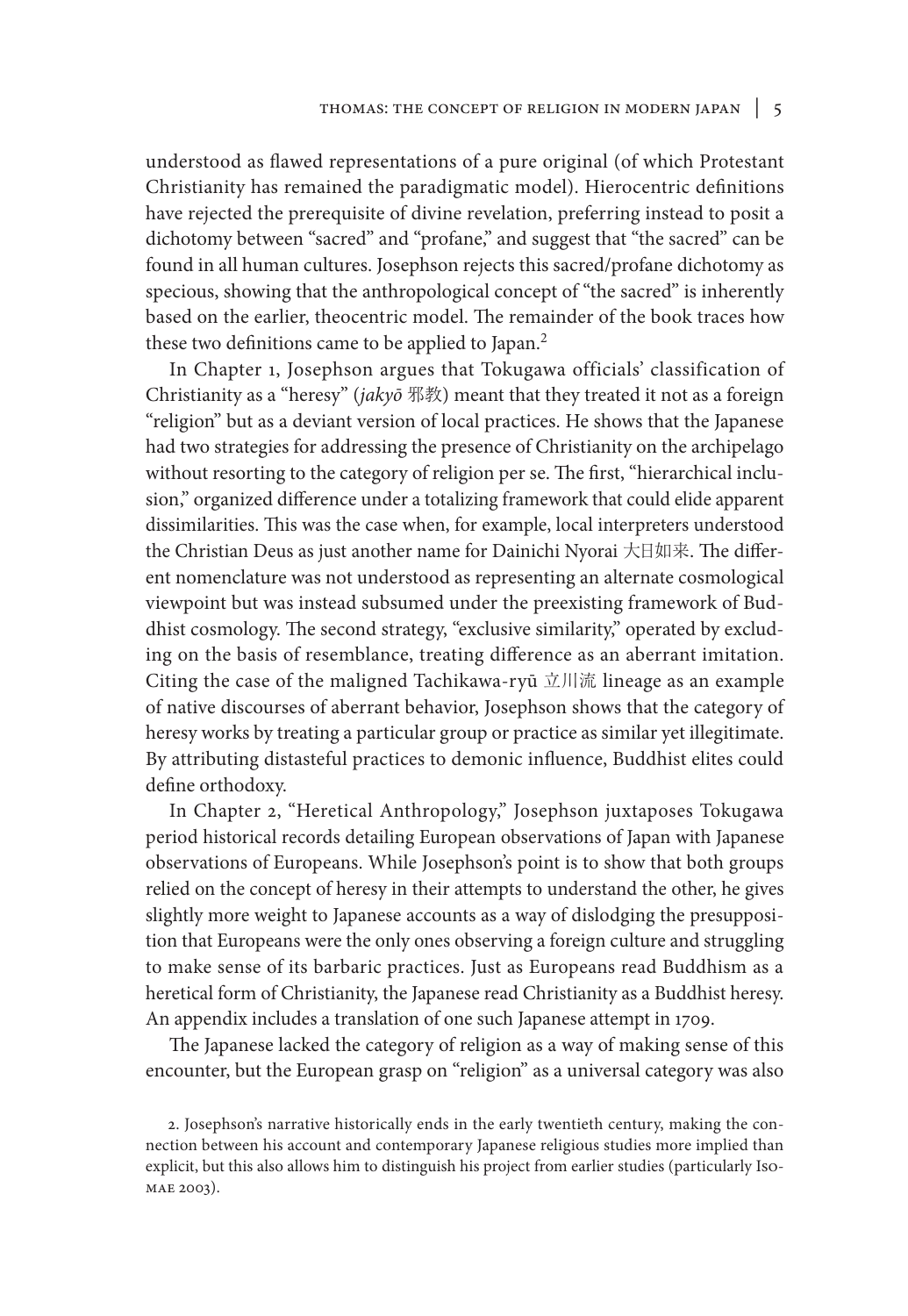understood as flawed representations of a pure original (of which Protestant Christianity has remained the paradigmatic model). Hierocentric definitions have rejected the prerequisite of divine revelation, preferring instead to posit a dichotomy between "sacred" and "profane," and suggest that "the sacred" can be found in all human cultures. Josephson rejects this sacred/profane dichotomy as specious, showing that the anthropological concept of "the sacred" is inherently based on the earlier, theocentric model. The remainder of the book traces how these two definitions came to be applied to Japan.[2]

In Chapter 1, Josephson argues that Tokugawa officials' classification of Christianity as a "heresy" (*jakyō* 邪教) meant that they treated it not as a foreign "religion" but as a deviant version of local practices. He shows that the Japanese had two strategies for addressing the presence of Christianity on the archipelago without resorting to the category of religion per se. The first, "hierarchical inclusion," organized difference under a totalizing framework that could elide apparent dissimilarities. This was the case when, for example, local interpreters understood the Christian Deus as just another name for Dainichi Nyorai 大日如来. The different nomenclature was not understood as representing an alternate cosmological viewpoint but was instead subsumed under the preexisting framework of Buddhist cosmology. The second strategy, "exclusive similarity," operated by excluding on the basis of resemblance, treating difference as an aberrant imitation. Citing the case of the maligned Tachikawa-ryū 立川流 lineage as an example of native discourses of aberrant behavior, Josephson shows that the category of heresy works by treating a particular group or practice as similar yet illegitimate. By attributing distasteful practices to demonic influence, Buddhist elites could define orthodoxy.

In Chapter 2, "Heretical Anthropology," Josephson juxtaposes Tokugawa period historical records detailing European observations of Japan with Japanese observations of Europeans. While Josephson's point is to show that both groups relied on the concept of heresy in their attempts to understand the other, he gives slightly more weight to Japanese accounts as a way of dislodging the presupposition that Europeans were the only ones observing a foreign culture and struggling to make sense of its barbaric practices. Just as Europeans read Buddhism as a heretical form of Christianity, the Japanese read Christianity as a Buddhist heresy. An appendix includes a translation of one such Japanese attempt in 1709.

The Japanese lacked the category of religion as a way of making sense of this encounter, but the European grasp on "religion" as a universal category was also

2. Josephson's narrative historically ends in the early twentieth century, making the connection between his account and contemporary Japanese religious studies more implied than explicit, but this also allows him to distinguish his project from earlier studies (particularly Isomae 2003).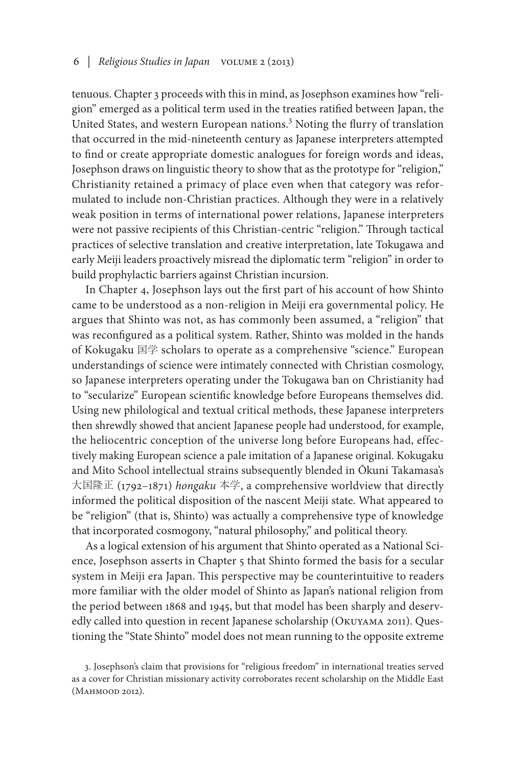tenuous. Chapter 3 proceeds with this in mind, as Josephson examines how "religion" emerged as a political term used in the treaties ratified between Japan, the United States, and western European nations.[3] Noting the flurry of translation that occurred in the mid-nineteenth century as Japanese interpreters attempted to find or create appropriate domestic analogues for foreign words and ideas, Josephson draws on linguistic theory to show that as the prototype for "religion," Christianity retained a primacy of place even when that category was reformulated to include non-Christian practices. Although they were in a relatively weak position in terms of international power relations, Japanese interpreters were not passive recipients of this Christian-centric "religion." Through tactical practices of selective translation and creative interpretation, late Tokugawa and early Meiji leaders proactively misread the diplomatic term "religion" in order to build prophylactic barriers against Christian incursion.

In Chapter 4, Josephson lays out the first part of his account of how Shinto came to be understood as a non-religion in Meiji era governmental policy. He argues that Shinto was not, as has commonly been assumed, a "religion" that was reconfigured as a political system. Rather, Shinto was molded in the hands of Kokugaku 国学 scholars to operate as a comprehensive "science." European understandings of science were intimately connected with Christian cosmology, so Japanese interpreters operating under the Tokugawa ban on Christianity had to "secularize" European scientific knowledge before Europeans themselves did. Using new philological and textual critical methods, these Japanese interpreters then shrewdly showed that ancient Japanese people had understood, for example, the heliocentric conception of the universe long before Europeans had, effectively making European science a pale imitation of a Japanese original. Kokugaku and Mito School intellectual strains subsequently blended in Ōkuni Takamasa's 大国隆正 (1792–1871) *hongaku* 本学, a comprehensive worldview that directly informed the political disposition of the nascent Meiji state. What appeared to be "religion" (that is, Shinto) was actually a comprehensive type of knowledge that incorporated cosmogony, "natural philosophy," and political theory.

As a logical extension of his argument that Shinto operated as a National Science, Josephson asserts in Chapter 5 that Shinto formed the basis for a secular system in Meiji era Japan. This perspective may be counterintuitive to readers more familiar with the older model of Shinto as Japan's national religion from the period between 1868 and 1945, but that model has been sharply and deservedly called into question in recent Japanese scholarship (Okuyama 2011). Questioning the "State Shinto" model does not mean running to the opposite extreme

3. Josephson's claim that provisions for "religious freedom" in international treaties served as a cover for Christian missionary activity corroborates recent scholarship on the Middle East (Mahmood 2012).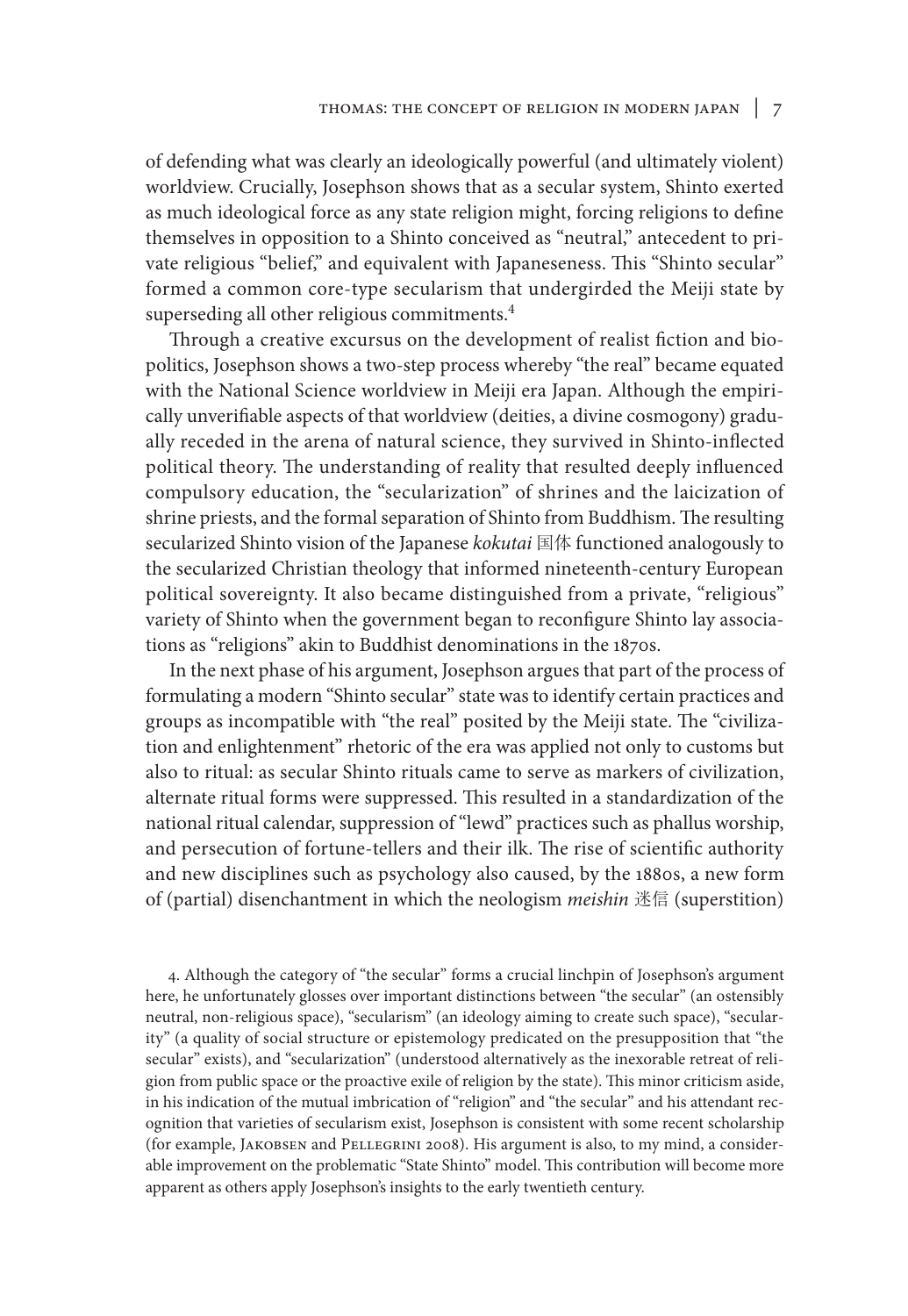of defending what was clearly an ideologically powerful (and ultimately violent) worldview. Crucially, Josephson shows that as a secular system, Shinto exerted as much ideological force as any state religion might, forcing religions to define themselves in opposition to a Shinto conceived as "neutral," antecedent to private religious "belief," and equivalent with Japaneseness. This "Shinto secular" formed a common core-type secularism that undergirded the Meiji state by superseding all other religious commitments.[4]

Through a creative excursus on the development of realist fiction and biopolitics, Josephson shows a two-step process whereby "the real" became equated with the National Science worldview in Meiji era Japan. Although the empirically unverifiable aspects of that worldview (deities, a divine cosmogony) gradually receded in the arena of natural science, they survived in Shinto-inflected political theory. The understanding of reality that resulted deeply influenced compulsory education, the "secularization" of shrines and the laicization of shrine priests, and the formal separation of Shinto from Buddhism. The resulting secularized Shinto vision of the Japanese *kokutai* 国体 functioned analogously to the secularized Christian theology that informed nineteenth-century European political sovereignty. It also became distinguished from a private, "religious" variety of Shinto when the government began to reconfigure Shinto lay associations as "religions" akin to Buddhist denominations in the 1870s.

In the next phase of his argument, Josephson argues that part of the process of formulating a modern "Shinto secular" state was to identify certain practices and groups as incompatible with "the real" posited by the Meiji state. The "civilization and enlightenment" rhetoric of the era was applied not only to customs but also to ritual: as secular Shinto rituals came to serve as markers of civilization, alternate ritual forms were suppressed. This resulted in a standardization of the national ritual calendar, suppression of "lewd" practices such as phallus worship, and persecution of fortune-tellers and their ilk. The rise of scientific authority and new disciplines such as psychology also caused, by the 1880s, a new form of (partial) disenchantment in which the neologism *meishin* 迷信 (superstition)

4. Although the category of "the secular" forms a crucial linchpin of Josephson's argument here, he unfortunately glosses over important distinctions between "the secular" (an ostensibly neutral, non-religious space), "secularism" (an ideology aiming to create such space), "secularity" (a quality of social structure or epistemology predicated on the presupposition that "the secular" exists), and "secularization" (understood alternatively as the inexorable retreat of religion from public space or the proactive exile of religion by the state). This minor criticism aside, in his indication of the mutual imbrication of "religion" and "the secular" and his attendant recognition that varieties of secularism exist, Josephson is consistent with some recent scholarship (for example, Jakobsen and Pellegrini 2008). His argument is also, to my mind, a considerable improvement on the problematic "State Shinto" model. This contribution will become more apparent as others apply Josephson's insights to the early twentieth century.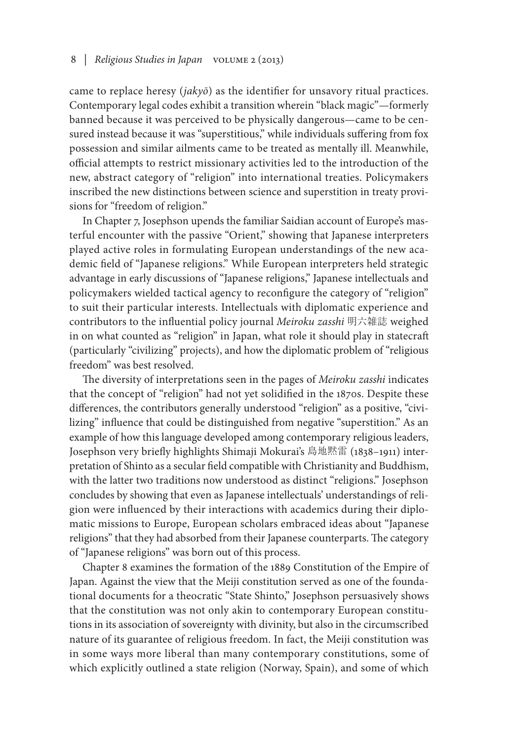came to replace heresy (*jakyō*) as the identifier for unsavory ritual practices. Contemporary legal codes exhibit a transition wherein "black magic"—formerly banned because it was perceived to be physically dangerous—came to be censured instead because it was "superstitious," while individuals suffering from fox possession and similar ailments came to be treated as mentally ill. Meanwhile, official attempts to restrict missionary activities led to the introduction of the new, abstract category of "religion" into international treaties. Policymakers inscribed the new distinctions between science and superstition in treaty provisions for "freedom of religion."

In Chapter 7, Josephson upends the familiar Saidian account of Europe's masterful encounter with the passive "Orient," showing that Japanese interpreters played active roles in formulating European understandings of the new academic field of "Japanese religions." While European interpreters held strategic advantage in early discussions of "Japanese religions," Japanese intellectuals and policymakers wielded tactical agency to reconfigure the category of "religion" to suit their particular interests. Intellectuals with diplomatic experience and contributors to the influential policy journal *Meiroku zasshi* 明六雑誌 weighed in on what counted as "religion" in Japan, what role it should play in statecraft (particularly "civilizing" projects), and how the diplomatic problem of "religious freedom" was best resolved.

The diversity of interpretations seen in the pages of *Meiroku zasshi* indicates that the concept of "religion" had not yet solidified in the 1870s. Despite these differences, the contributors generally understood "religion" as a positive, "civilizing" influence that could be distinguished from negative "superstition." As an example of how this language developed among contemporary religious leaders, Josephson very briefly highlights Shimaji Mokurai's 島地黙雷 (1838–1911) interpretation of Shinto as a secular field compatible with Christianity and Buddhism, with the latter two traditions now understood as distinct "religions." Josephson concludes by showing that even as Japanese intellectuals' understandings of religion were influenced by their interactions with academics during their diplomatic missions to Europe, European scholars embraced ideas about "Japanese religions" that they had absorbed from their Japanese counterparts. The category of "Japanese religions" was born out of this process.

Chapter 8 examines the formation of the 1889 Constitution of the Empire of Japan. Against the view that the Meiji constitution served as one of the foundational documents for a theocratic "State Shinto," Josephson persuasively shows that the constitution was not only akin to contemporary European constitutions in its association of sovereignty with divinity, but also in the circumscribed nature of its guarantee of religious freedom. In fact, the Meiji constitution was in some ways more liberal than many contemporary constitutions, some of which explicitly outlined a state religion (Norway, Spain), and some of which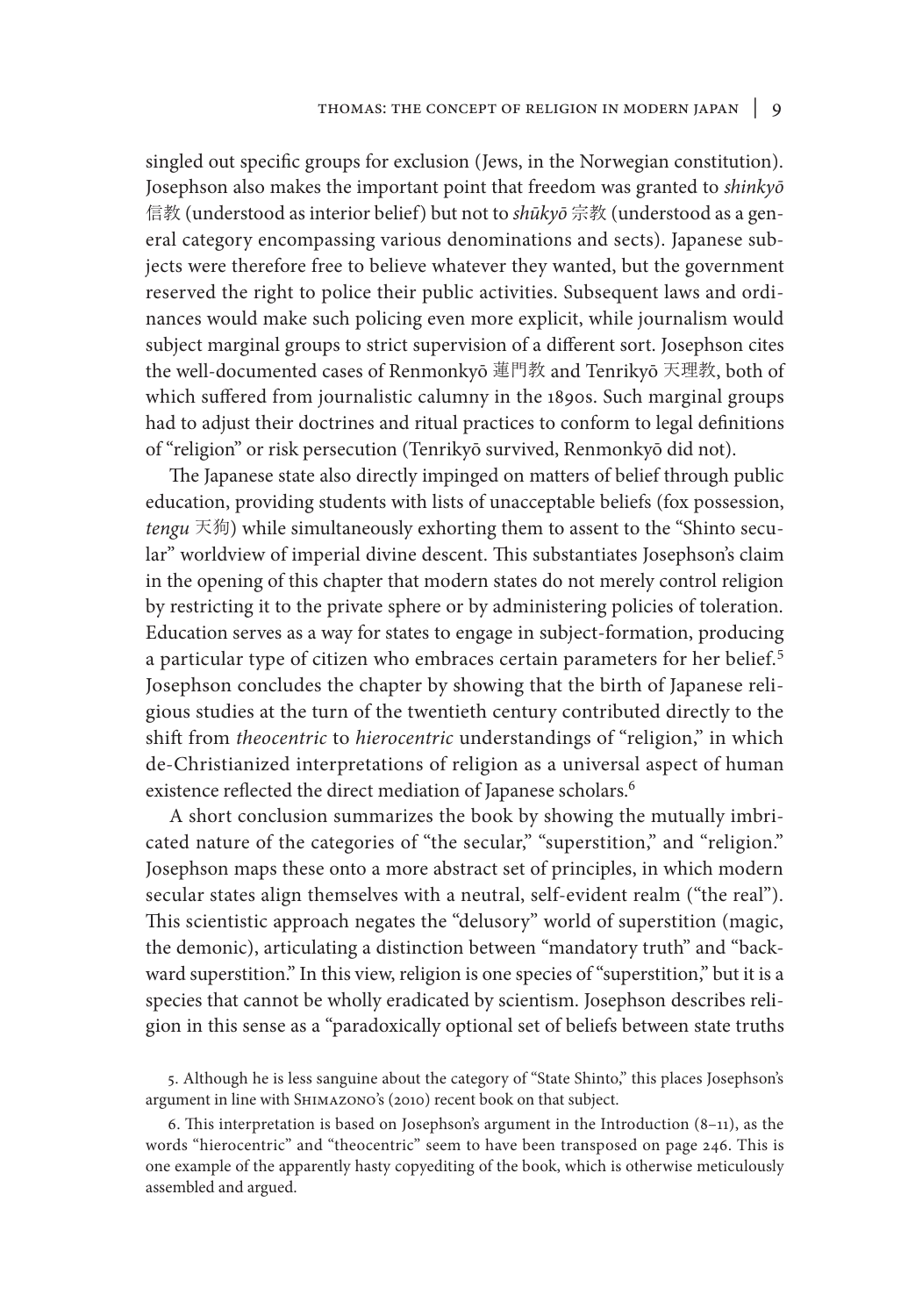singled out specific groups for exclusion (Jews, in the Norwegian constitution). Josephson also makes the important point that freedom was granted to *shinkyō* 信教 (understood as interior belief) but not to *shūkyō* 宗教 (understood as a general category encompassing various denominations and sects). Japanese subjects were therefore free to believe whatever they wanted, but the government reserved the right to police their public activities. Subsequent laws and ordinances would make such policing even more explicit, while journalism would subject marginal groups to strict supervision of a different sort. Josephson cites the well-documented cases of Renmonkyō 蓮門教 and Tenrikyō 天理教, both of which suffered from journalistic calumny in the 1890s. Such marginal groups had to adjust their doctrines and ritual practices to conform to legal definitions of "religion" or risk persecution (Tenrikyō survived, Renmonkyō did not).

The Japanese state also directly impinged on matters of belief through public education, providing students with lists of unacceptable beliefs (fox possession, *tengu* 天狗) while simultaneously exhorting them to assent to the "Shinto secular" worldview of imperial divine descent. This substantiates Josephson's claim in the opening of this chapter that modern states do not merely control religion by restricting it to the private sphere or by administering policies of toleration. Education serves as a way for states to engage in subject-formation, producing a particular type of citizen who embraces certain parameters for her belief.[5] Josephson concludes the chapter by showing that the birth of Japanese religious studies at the turn of the twentieth century contributed directly to the shift from *theocentric* to *hierocentric* understandings of "religion," in which de-Christianized interpretations of religion as a universal aspect of human existence reflected the direct mediation of Japanese scholars.[6]

A short conclusion summarizes the book by showing the mutually imbricated nature of the categories of "the secular," "superstition," and "religion." Josephson maps these onto a more abstract set of principles, in which modern secular states align themselves with a neutral, self-evident realm ("the real"). This scientistic approach negates the "delusory" world of superstition (magic, the demonic), articulating a distinction between "mandatory truth" and "backward superstition." In this view, religion is one species of "superstition," but it is a species that cannot be wholly eradicated by scientism. Josephson describes religion in this sense as a "paradoxically optional set of beliefs between state truths

5. Although he is less sanguine about the category of "State Shinto," this places Josephson's argument in line with Shimazono's (2010) recent book on that subject.

6. This interpretation is based on Josephson's argument in the Introduction (8–11), as the words "hierocentric" and "theocentric" seem to have been transposed on page 246. This is one example of the apparently hasty copyediting of the book, which is otherwise meticulously assembled and argued.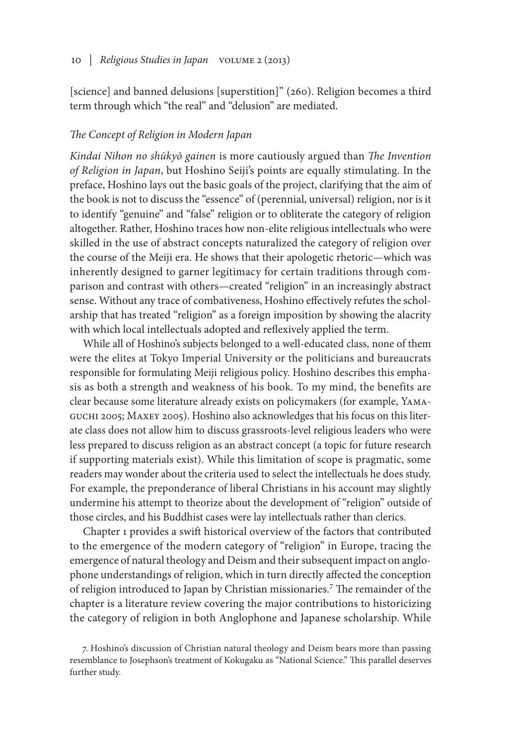[science] and banned delusions [superstition]" (260). Religion becomes a third term through which "the real" and "delusion" are mediated.

*The Concept of Religion in Modern Japan*

*Kindai Nihon no shūkyō gainen* is more cautiously argued than *The Invention of Religion in Japan*, but Hoshino Seiji's points are equally stimulating. In the preface, Hoshino lays out the basic goals of the project, clarifying that the aim of the book is not to discuss the "essence" of (perennial, universal) religion, nor is it to identify "genuine" and "false" religion or to obliterate the category of religion altogether. Rather, Hoshino traces how non-elite religious intellectuals who were skilled in the use of abstract concepts naturalized the category of religion over the course of the Meiji era. He shows that their apologetic rhetoric—which was inherently designed to garner legitimacy for certain traditions through comparison and contrast with others—created "religion" in an increasingly abstract sense. Without any trace of combativeness, Hoshino effectively refutes the scholarship that has treated "religion" as a foreign imposition by showing the alacrity with which local intellectuals adopted and reflexively applied the term.

While all of Hoshino's subjects belonged to a well-educated class, none of them were the elites at Tokyo Imperial University or the politicians and bureaucrats responsible for formulating Meiji religious policy. Hoshino describes this emphasis as both a strength and weakness of his book. To my mind, the benefits are clear because some literature already exists on policymakers (for example, Yamaguchi 2005; Maxey 2005). Hoshino also acknowledges that his focus on this literate class does not allow him to discuss grassroots-level religious leaders who were less prepared to discuss religion as an abstract concept (a topic for future research if supporting materials exist). While this limitation of scope is pragmatic, some readers may wonder about the criteria used to select the intellectuals he does study. For example, the preponderance of liberal Christians in his account may slightly undermine his attempt to theorize about the development of "religion" outside of those circles, and his Buddhist cases were lay intellectuals rather than clerics.

Chapter 1 provides a swift historical overview of the factors that contributed to the emergence of the modern category of "religion" in Europe, tracing the emergence of natural theology and Deism and their subsequent impact on anglophone understandings of religion, which in turn directly affected the conception of religion introduced to Japan by Christian missionaries.[7] The remainder of the chapter is a literature review covering the major contributions to historicizing the category of religion in both Anglophone and Japanese scholarship. While

7. Hoshino's discussion of Christian natural theology and Deism bears more than passing resemblance to Josephson's treatment of Kokugaku as "National Science." This parallel deserves further study.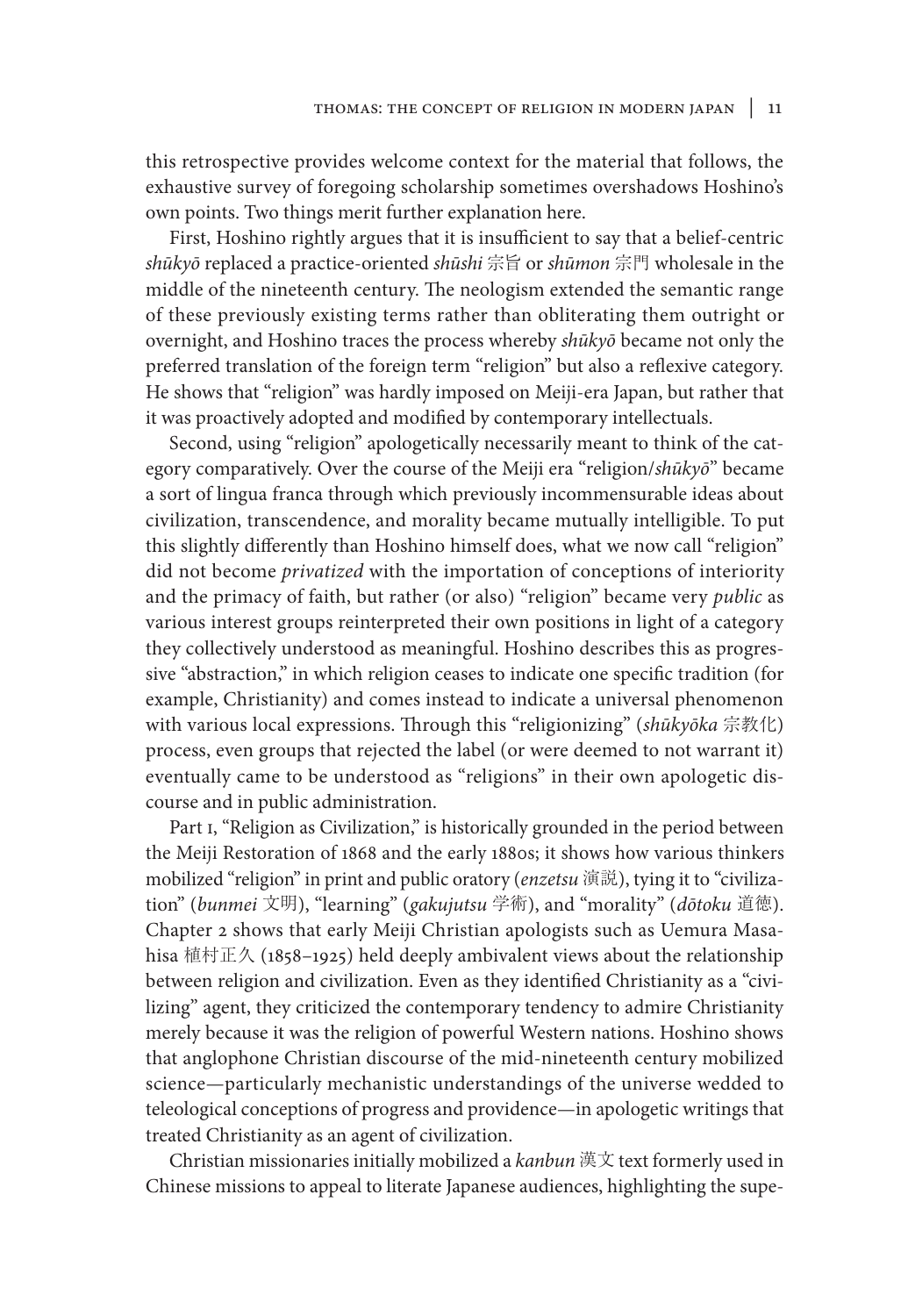this retrospective provides welcome context for the material that follows, the exhaustive survey of foregoing scholarship sometimes overshadows Hoshino's own points. Two things merit further explanation here.

First, Hoshino rightly argues that it is insufficient to say that a belief-centric *shūkyō* replaced a practice-oriented *shūshi* 宗旨 or *shūmon* 宗門 wholesale in the middle of the nineteenth century. The neologism extended the semantic range of these previously existing terms rather than obliterating them outright or overnight, and Hoshino traces the process whereby *shūkyō* became not only the preferred translation of the foreign term "religion" but also a reflexive category. He shows that "religion" was hardly imposed on Meiji-era Japan, but rather that it was proactively adopted and modified by contemporary intellectuals.

Second, using "religion" apologetically necessarily meant to think of the category comparatively. Over the course of the Meiji era "religion/*shūkyō*" became a sort of lingua franca through which previously incommensurable ideas about civilization, transcendence, and morality became mutually intelligible. To put this slightly differently than Hoshino himself does, what we now call "religion" did not become *privatized* with the importation of conceptions of interiority and the primacy of faith, but rather (or also) "religion" became very *public* as various interest groups reinterpreted their own positions in light of a category they collectively understood as meaningful. Hoshino describes this as progressive "abstraction," in which religion ceases to indicate one specific tradition (for example, Christianity) and comes instead to indicate a universal phenomenon with various local expressions. Through this "religionizing" (*shūkyōka* 宗教化) process, even groups that rejected the label (or were deemed to not warrant it) eventually came to be understood as "religions" in their own apologetic discourse and in public administration.

Part 1, "Religion as Civilization," is historically grounded in the period between the Meiji Restoration of 1868 and the early 1880s; it shows how various thinkers mobilized "religion" in print and public oratory (*enzetsu* 演説), tying it to "civilization" (*bunmei* 文明), "learning" (*gakujutsu* 学術), and "morality" (*dōtoku* 道徳). Chapter 2 shows that early Meiji Christian apologists such as Uemura Masahisa 植村正久 (1858–1925) held deeply ambivalent views about the relationship between religion and civilization. Even as they identified Christianity as a "civilizing" agent, they criticized the contemporary tendency to admire Christianity merely because it was the religion of powerful Western nations. Hoshino shows that anglophone Christian discourse of the mid-nineteenth century mobilized science—particularly mechanistic understandings of the universe wedded to teleological conceptions of progress and providence—in apologetic writings that treated Christianity as an agent of civilization.

Christian missionaries initially mobilized a *kanbun* 漢文 text formerly used in Chinese missions to appeal to literate Japanese audiences, highlighting the supe-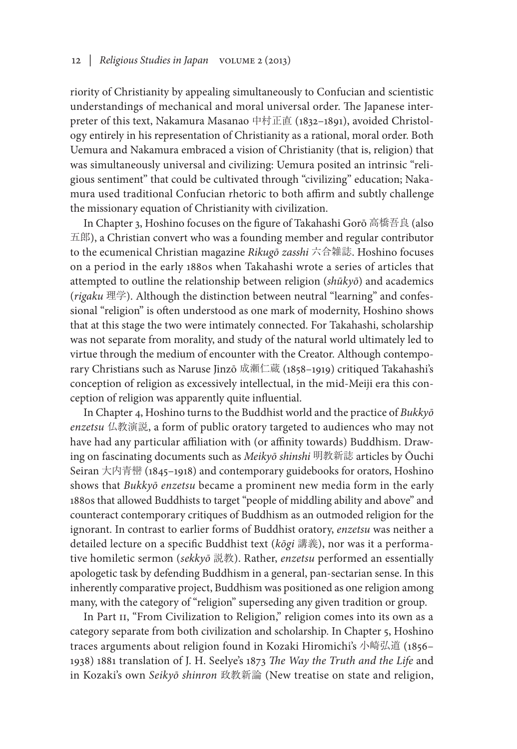riority of Christianity by appealing simultaneously to Confucian and scientistic understandings of mechanical and moral universal order. The Japanese interpreter of this text, Nakamura Masanao 中村正直 (1832–1891), avoided Christology entirely in his representation of Christianity as a rational, moral order. Both Uemura and Nakamura embraced a vision of Christianity (that is, religion) that was simultaneously universal and civilizing: Uemura posited an intrinsic "religious sentiment" that could be cultivated through "civilizing" education; Nakamura used traditional Confucian rhetoric to both affirm and subtly challenge the missionary equation of Christianity with civilization.

In Chapter 3, Hoshino focuses on the figure of Takahashi Gorō 高橋吾良 (also 五郎), a Christian convert who was a founding member and regular contributor to the ecumenical Christian magazine *Rikugō zasshi* 六合雜誌. Hoshino focuses on a period in the early 1880s when Takahashi wrote a series of articles that attempted to outline the relationship between religion (*shūkyō*) and academics (*rigaku* 理学). Although the distinction between neutral "learning" and confessional "religion" is often understood as one mark of modernity, Hoshino shows that at this stage the two were intimately connected. For Takahashi, scholarship was not separate from morality, and study of the natural world ultimately led to virtue through the medium of encounter with the Creator. Although contemporary Christians such as Naruse Jinzō 成瀬仁蔵 (1858–1919) critiqued Takahashi's conception of religion as excessively intellectual, in the mid-Meiji era this conception of religion was apparently quite influential.

In Chapter 4, Hoshino turns to the Buddhist world and the practice of *Bukkyō enzetsu* 仏教演説, a form of public oratory targeted to audiences who may not have had any particular affiliation with (or affinity towards) Buddhism. Drawing on fascinating documents such as *Meikyō shinshi* 明教新誌 articles by Ōuchi Seiran 大内青巒 (1845–1918) and contemporary guidebooks for orators, Hoshino shows that *Bukkyō enzetsu* became a prominent new media form in the early 1880s that allowed Buddhists to target "people of middling ability and above" and counteract contemporary critiques of Buddhism as an outmoded religion for the ignorant. In contrast to earlier forms of Buddhist oratory, *enzetsu* was neither a detailed lecture on a specific Buddhist text (*kōgi* 講義), nor was it a performative homiletic sermon (*sekkyō* 説教). Rather, *enzetsu* performed an essentially apologetic task by defending Buddhism in a general, pan-sectarian sense. In this inherently comparative project, Buddhism was positioned as one religion among many, with the category of "religion" superseding any given tradition or group.

In Part II, "From Civilization to Religion," religion comes into its own as a category separate from both civilization and scholarship. In Chapter 5, Hoshino traces arguments about religion found in Kozaki Hiromichi's 小崎弘道 (1856–1938) 1881 translation of J. H. Seelye's 1873 *The Way the Truth and the Life* and in Kozaki's own *Seikyō shinron* 政教新論 (New treatise on state and religion,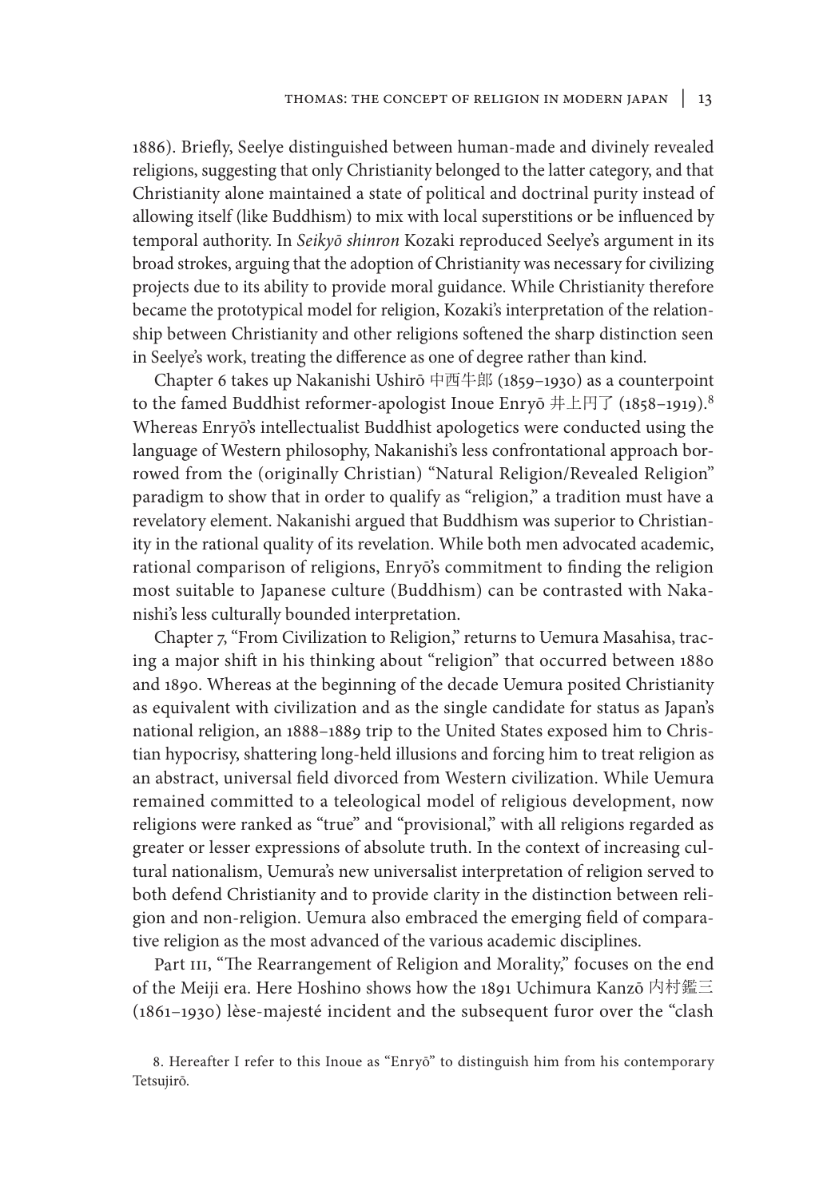1886). Briefly, Seelye distinguished between human-made and divinely revealed religions, suggesting that only Christianity belonged to the latter category, and that Christianity alone maintained a state of political and doctrinal purity instead of allowing itself (like Buddhism) to mix with local superstitions or be influenced by temporal authority. In *Seikyō shinron* Kozaki reproduced Seelye's argument in its broad strokes, arguing that the adoption of Christianity was necessary for civilizing projects due to its ability to provide moral guidance. While Christianity therefore became the prototypical model for religion, Kozaki's interpretation of the relationship between Christianity and other religions softened the sharp distinction seen in Seelye's work, treating the difference as one of degree rather than kind.

Chapter 6 takes up Nakanishi Ushirō 中西牛郎 (1859–1930) as a counterpoint to the famed Buddhist reformer-apologist Inoue Enryō 井上円了 (1858–1919).[8] Whereas Enryō's intellectualist Buddhist apologetics were conducted using the language of Western philosophy, Nakanishi's less confrontational approach borrowed from the (originally Christian) "Natural Religion/Revealed Religion" paradigm to show that in order to qualify as "religion," a tradition must have a revelatory element. Nakanishi argued that Buddhism was superior to Christianity in the rational quality of its revelation. While both men advocated academic, rational comparison of religions, Enryō's commitment to finding the religion most suitable to Japanese culture (Buddhism) can be contrasted with Nakanishi's less culturally bounded interpretation.

Chapter 7, "From Civilization to Religion," returns to Uemura Masahisa, tracing a major shift in his thinking about "religion" that occurred between 1880 and 1890. Whereas at the beginning of the decade Uemura posited Christianity as equivalent with civilization and as the single candidate for status as Japan's national religion, an 1888–1889 trip to the United States exposed him to Christian hypocrisy, shattering long-held illusions and forcing him to treat religion as an abstract, universal field divorced from Western civilization. While Uemura remained committed to a teleological model of religious development, now religions were ranked as "true" and "provisional," with all religions regarded as greater or lesser expressions of absolute truth. In the context of increasing cultural nationalism, Uemura's new universalist interpretation of religion served to both defend Christianity and to provide clarity in the distinction between religion and non-religion. Uemura also embraced the emerging field of comparative religion as the most advanced of the various academic disciplines.

Part III, "The Rearrangement of Religion and Morality," focuses on the end of the Meiji era. Here Hoshino shows how the 1891 Uchimura Kanzō 内村鑑三 (1861–1930) lèse-majesté incident and the subsequent furor over the "clash

8. Hereafter I refer to this Inoue as "Enryō" to distinguish him from his contemporary Tetsujirō.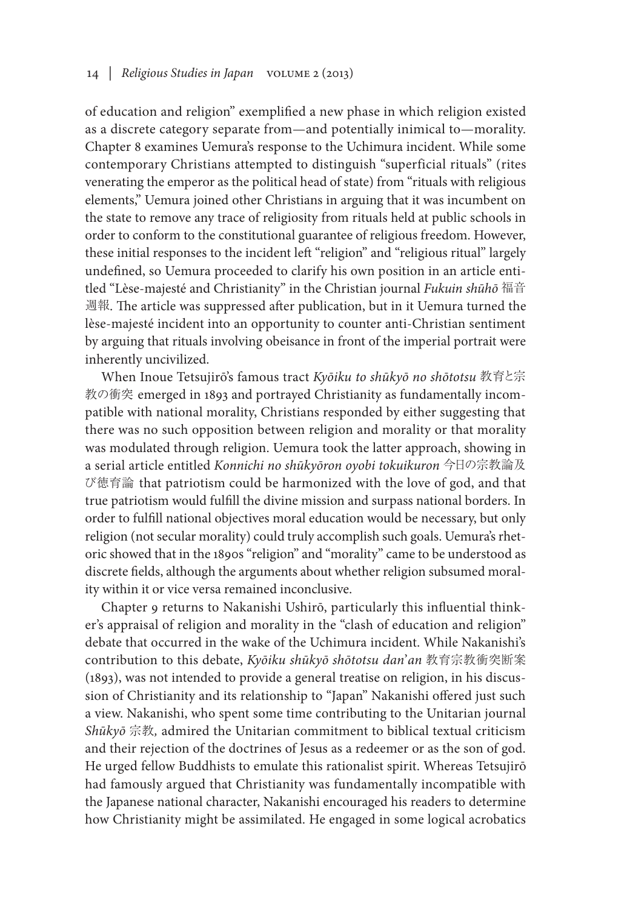of education and religion" exemplified a new phase in which religion existed as a discrete category separate from—and potentially inimical to—morality. Chapter 8 examines Uemura's response to the Uchimura incident. While some contemporary Christians attempted to distinguish "superficial rituals" (rites venerating the emperor as the political head of state) from "rituals with religious elements," Uemura joined other Christians in arguing that it was incumbent on the state to remove any trace of religiosity from rituals held at public schools in order to conform to the constitutional guarantee of religious freedom. However, these initial responses to the incident left "religion" and "religious ritual" largely undefined, so Uemura proceeded to clarify his own position in an article entitled "Lèse-majesté and Christianity" in the Christian journal *Fukuin shūhō* 福音週報. The article was suppressed after publication, but in it Uemura turned the lèse-majesté incident into an opportunity to counter anti-Christian sentiment by arguing that rituals involving obeisance in front of the imperial portrait were inherently uncivilized.

When Inoue Tetsujirō's famous tract *Kyōiku to shūkyō no shōtotsu* 教育と宗教の衝突 emerged in 1893 and portrayed Christianity as fundamentally incompatible with national morality, Christians responded by either suggesting that there was no such opposition between religion and morality or that morality was modulated through religion. Uemura took the latter approach, showing in a serial article entitled *Konnichi no shūkyōron oyobi tokuikuron* 今日の宗教論及び徳育論 that patriotism could be harmonized with the love of god, and that true patriotism would fulfill the divine mission and surpass national borders. In order to fulfill national objectives moral education would be necessary, but only religion (not secular morality) could truly accomplish such goals. Uemura's rhetoric showed that in the 1890s "religion" and "morality" came to be understood as discrete fields, although the arguments about whether religion subsumed morality within it or vice versa remained inconclusive.

Chapter 9 returns to Nakanishi Ushirō, particularly this influential thinker's appraisal of religion and morality in the "clash of education and religion" debate that occurred in the wake of the Uchimura incident. While Nakanishi's contribution to this debate, *Kyōiku shūkyō shōtotsu dan'an* 教育宗教衝突断案 (1893), was not intended to provide a general treatise on religion, in his discussion of Christianity and its relationship to "Japan" Nakanishi offered just such a view. Nakanishi, who spent some time contributing to the Unitarian journal *Shūkyō* 宗教*,* admired the Unitarian commitment to biblical textual criticism and their rejection of the doctrines of Jesus as a redeemer or as the son of god. He urged fellow Buddhists to emulate this rationalist spirit. Whereas Tetsujirō had famously argued that Christianity was fundamentally incompatible with the Japanese national character, Nakanishi encouraged his readers to determine how Christianity might be assimilated. He engaged in some logical acrobatics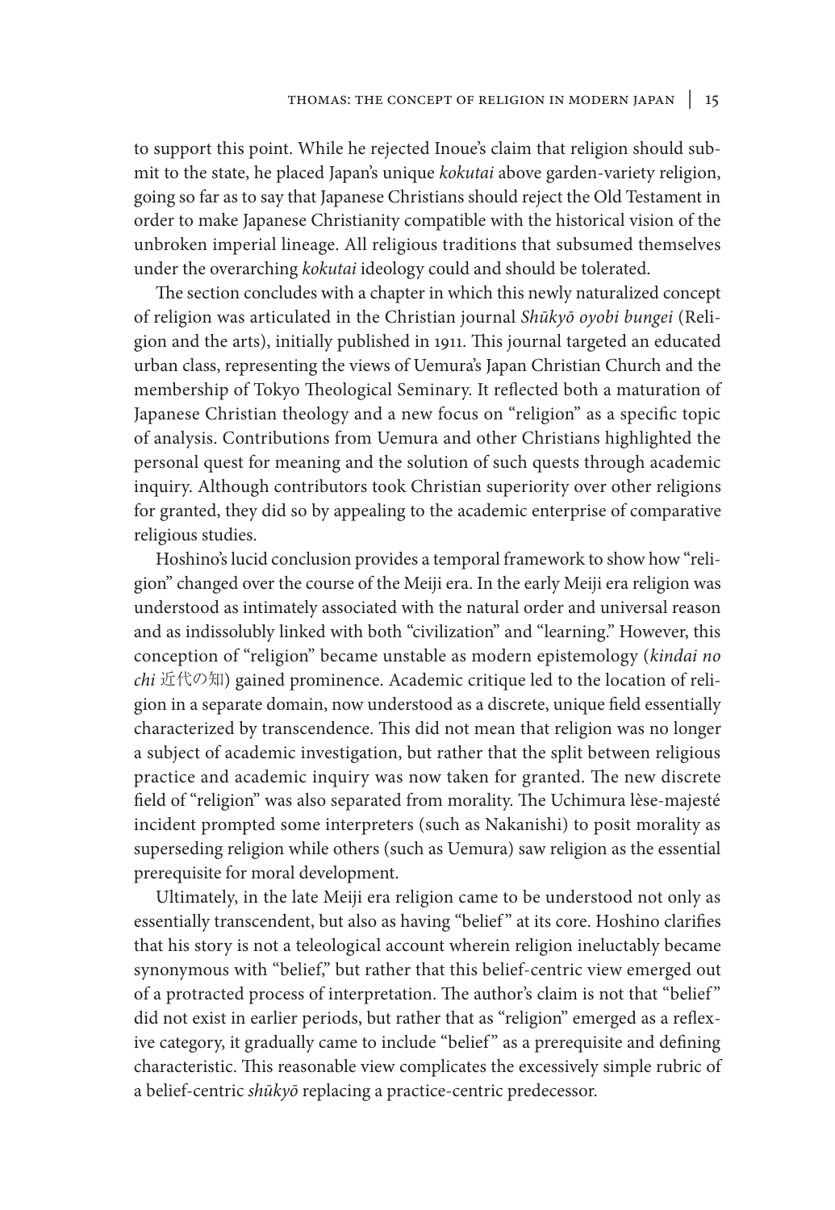to support this point. While he rejected Inoue's claim that religion should submit to the state, he placed Japan's unique *kokutai* above garden-variety religion, going so far as to say that Japanese Christians should reject the Old Testament in order to make Japanese Christianity compatible with the historical vision of the unbroken imperial lineage. All religious traditions that subsumed themselves under the overarching *kokutai* ideology could and should be tolerated.

The section concludes with a chapter in which this newly naturalized concept of religion was articulated in the Christian journal *Shūkyō oyobi bungei* (Religion and the arts), initially published in 1911. This journal targeted an educated urban class, representing the views of Uemura's Japan Christian Church and the membership of Tokyo Theological Seminary. It reflected both a maturation of Japanese Christian theology and a new focus on "religion" as a specific topic of analysis. Contributions from Uemura and other Christians highlighted the personal quest for meaning and the solution of such quests through academic inquiry. Although contributors took Christian superiority over other religions for granted, they did so by appealing to the academic enterprise of comparative religious studies.

Hoshino's lucid conclusion provides a temporal framework to show how "religion" changed over the course of the Meiji era. In the early Meiji era religion was understood as intimately associated with the natural order and universal reason and as indissolubly linked with both "civilization" and "learning." However, this conception of "religion" became unstable as modern epistemology (*kindai no chi* 近代の知) gained prominence. Academic critique led to the location of religion in a separate domain, now understood as a discrete, unique field essentially characterized by transcendence. This did not mean that religion was no longer a subject of academic investigation, but rather that the split between religious practice and academic inquiry was now taken for granted. The new discrete field of "religion" was also separated from morality. The Uchimura lèse-majesté incident prompted some interpreters (such as Nakanishi) to posit morality as superseding religion while others (such as Uemura) saw religion as the essential prerequisite for moral development.

Ultimately, in the late Meiji era religion came to be understood not only as essentially transcendent, but also as having "belief" at its core. Hoshino clarifies that his story is not a teleological account wherein religion ineluctably became synonymous with "belief," but rather that this belief-centric view emerged out of a protracted process of interpretation. The author's claim is not that "belief" did not exist in earlier periods, but rather that as "religion" emerged as a reflexive category, it gradually came to include "belief" as a prerequisite and defining characteristic. This reasonable view complicates the excessively simple rubric of a belief-centric *shūkyō* replacing a practice-centric predecessor.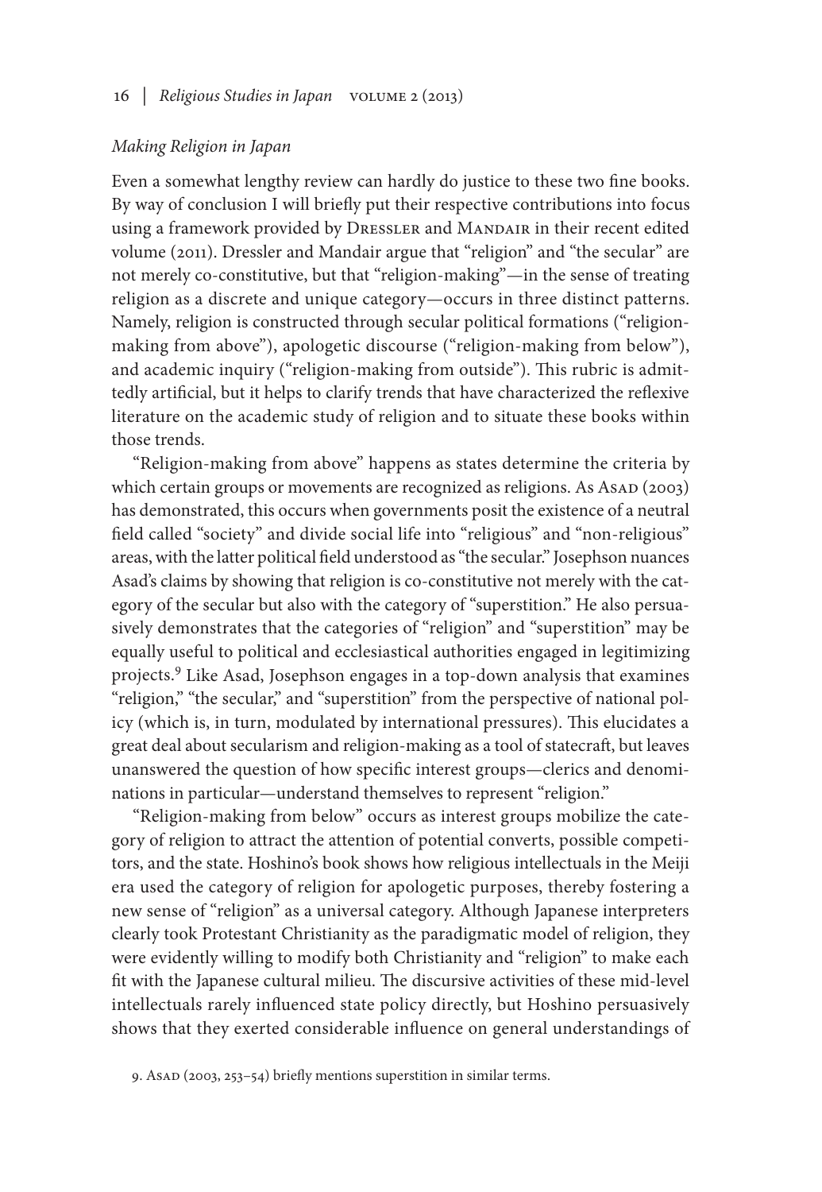*Making Religion in Japan*

Even a somewhat lengthy review can hardly do justice to these two fine books. By way of conclusion I will briefly put their respective contributions into focus using a framework provided by Dressler and Mandair in their recent edited volume (2011). Dressler and Mandair argue that "religion" and "the secular" are not merely co-constitutive, but that "religion-making"—in the sense of treating religion as a discrete and unique category—occurs in three distinct patterns. Namely, religion is constructed through secular political formations ("religion-making from above"), apologetic discourse ("religion-making from below"), and academic inquiry ("religion-making from outside"). This rubric is admittedly artificial, but it helps to clarify trends that have characterized the reflexive literature on the academic study of religion and to situate these books within those trends.

"Religion-making from above" happens as states determine the criteria by which certain groups or movements are recognized as religions. As Asad (2003) has demonstrated, this occurs when governments posit the existence of a neutral field called "society" and divide social life into "religious" and "non-religious" areas, with the latter political field understood as "the secular." Josephson nuances Asad's claims by showing that religion is co-constitutive not merely with the category of the secular but also with the category of "superstition." He also persuasively demonstrates that the categories of "religion" and "superstition" may be equally useful to political and ecclesiastical authorities engaged in legitimizing projects.[9] Like Asad, Josephson engages in a top-down analysis that examines "religion," "the secular," and "superstition" from the perspective of national policy (which is, in turn, modulated by international pressures). This elucidates a great deal about secularism and religion-making as a tool of statecraft, but leaves unanswered the question of how specific interest groups—clerics and denominations in particular—understand themselves to represent "religion."

"Religion-making from below" occurs as interest groups mobilize the category of religion to attract the attention of potential converts, possible competitors, and the state. Hoshino's book shows how religious intellectuals in the Meiji era used the category of religion for apologetic purposes, thereby fostering a new sense of "religion" as a universal category. Although Japanese interpreters clearly took Protestant Christianity as the paradigmatic model of religion, they were evidently willing to modify both Christianity and "religion" to make each fit with the Japanese cultural milieu. The discursive activities of these mid-level intellectuals rarely influenced state policy directly, but Hoshino persuasively shows that they exerted considerable influence on general understandings of

9. Asad (2003, 253–54) briefly mentions superstition in similar terms.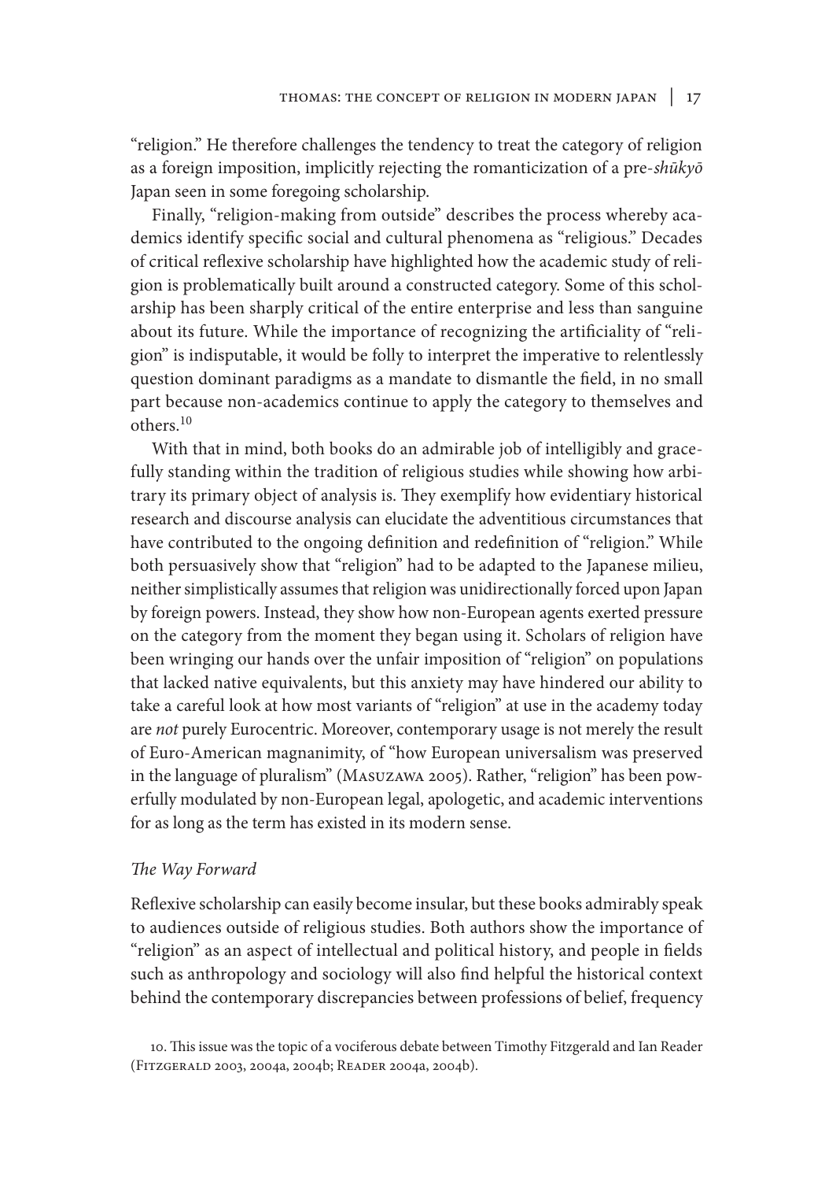"religion." He therefore challenges the tendency to treat the category of religion as a foreign imposition, implicitly rejecting the romanticization of a pre-*shūkyō* Japan seen in some foregoing scholarship.

Finally, "religion-making from outside" describes the process whereby academics identify specific social and cultural phenomena as "religious." Decades of critical reflexive scholarship have highlighted how the academic study of religion is problematically built around a constructed category. Some of this scholarship has been sharply critical of the entire enterprise and less than sanguine about its future. While the importance of recognizing the artificiality of "religion" is indisputable, it would be folly to interpret the imperative to relentlessly question dominant paradigms as a mandate to dismantle the field, in no small part because non-academics continue to apply the category to themselves and others.[10]

With that in mind, both books do an admirable job of intelligibly and gracefully standing within the tradition of religious studies while showing how arbitrary its primary object of analysis is. They exemplify how evidentiary historical research and discourse analysis can elucidate the adventitious circumstances that have contributed to the ongoing definition and redefinition of "religion." While both persuasively show that "religion" had to be adapted to the Japanese milieu, neither simplistically assumes that religion was unidirectionally forced upon Japan by foreign powers. Instead, they show how non-European agents exerted pressure on the category from the moment they began using it. Scholars of religion have been wringing our hands over the unfair imposition of "religion" on populations that lacked native equivalents, but this anxiety may have hindered our ability to take a careful look at how most variants of "religion" at use in the academy today are *not* purely Eurocentric. Moreover, contemporary usage is not merely the result of Euro-American magnanimity, of "how European universalism was preserved in the language of pluralism" (Masuzawa 2005). Rather, "religion" has been powerfully modulated by non-European legal, apologetic, and academic interventions for as long as the term has existed in its modern sense.

### *The Way Forward*

Reflexive scholarship can easily become insular, but these books admirably speak to audiences outside of religious studies. Both authors show the importance of "religion" as an aspect of intellectual and political history, and people in fields such as anthropology and sociology will also find helpful the historical context behind the contemporary discrepancies between professions of belief, frequency

10. This issue was the topic of a vociferous debate between Timothy Fitzgerald and Ian Reader (Fitzgerald 2003, 2004a, 2004b; Reader 2004a, 2004b).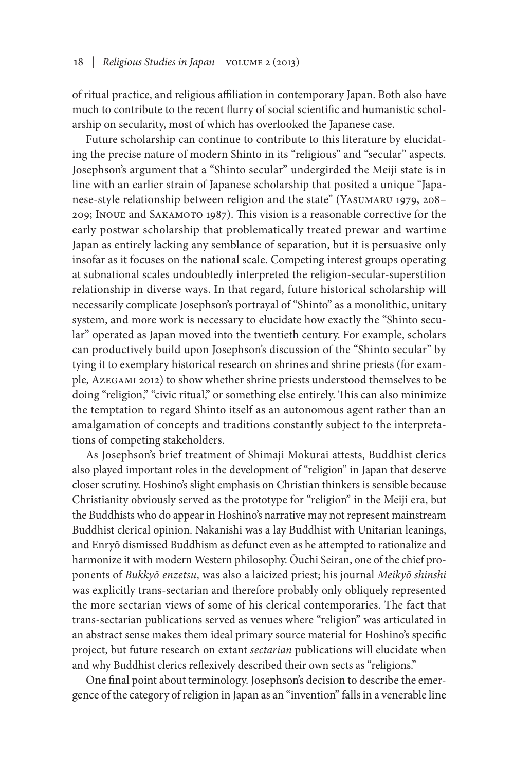of ritual practice, and religious affiliation in contemporary Japan. Both also have much to contribute to the recent flurry of social scientific and humanistic scholarship on secularity, most of which has overlooked the Japanese case.

Future scholarship can continue to contribute to this literature by elucidating the precise nature of modern Shinto in its "religious" and "secular" aspects. Josephson's argument that a "Shinto secular" undergirded the Meiji state is in line with an earlier strain of Japanese scholarship that posited a unique "Japanese-style relationship between religion and the state" (Yasumaru 1979, 208–209; Inoue and Sakamoto 1987). This vision is a reasonable corrective for the early postwar scholarship that problematically treated prewar and wartime Japan as entirely lacking any semblance of separation, but it is persuasive only insofar as it focuses on the national scale. Competing interest groups operating at subnational scales undoubtedly interpreted the religion-secular-superstition relationship in diverse ways. In that regard, future historical scholarship will necessarily complicate Josephson's portrayal of "Shinto" as a monolithic, unitary system, and more work is necessary to elucidate how exactly the "Shinto secular" operated as Japan moved into the twentieth century. For example, scholars can productively build upon Josephson's discussion of the "Shinto secular" by tying it to exemplary historical research on shrines and shrine priests (for example, Azegami 2012) to show whether shrine priests understood themselves to be doing "religion," "civic ritual," or something else entirely. This can also minimize the temptation to regard Shinto itself as an autonomous agent rather than an amalgamation of concepts and traditions constantly subject to the interpretations of competing stakeholders.

As Josephson's brief treatment of Shimaji Mokurai attests, Buddhist clerics also played important roles in the development of "religion" in Japan that deserve closer scrutiny. Hoshino's slight emphasis on Christian thinkers is sensible because Christianity obviously served as the prototype for "religion" in the Meiji era, but the Buddhists who do appear in Hoshino's narrative may not represent mainstream Buddhist clerical opinion. Nakanishi was a lay Buddhist with Unitarian leanings, and Enryō dismissed Buddhism as defunct even as he attempted to rationalize and harmonize it with modern Western philosophy. Ōuchi Seiran, one of the chief proponents of *Bukkyō enzetsu*, was also a laicized priest; his journal *Meikyō shinshi* was explicitly trans-sectarian and therefore probably only obliquely represented the more sectarian views of some of his clerical contemporaries. The fact that trans-sectarian publications served as venues where "religion" was articulated in an abstract sense makes them ideal primary source material for Hoshino's specific project, but future research on extant *sectarian* publications will elucidate when and why Buddhist clerics reflexively described their own sects as "religions."

One final point about terminology. Josephson's decision to describe the emergence of the category of religion in Japan as an "invention" falls in a venerable line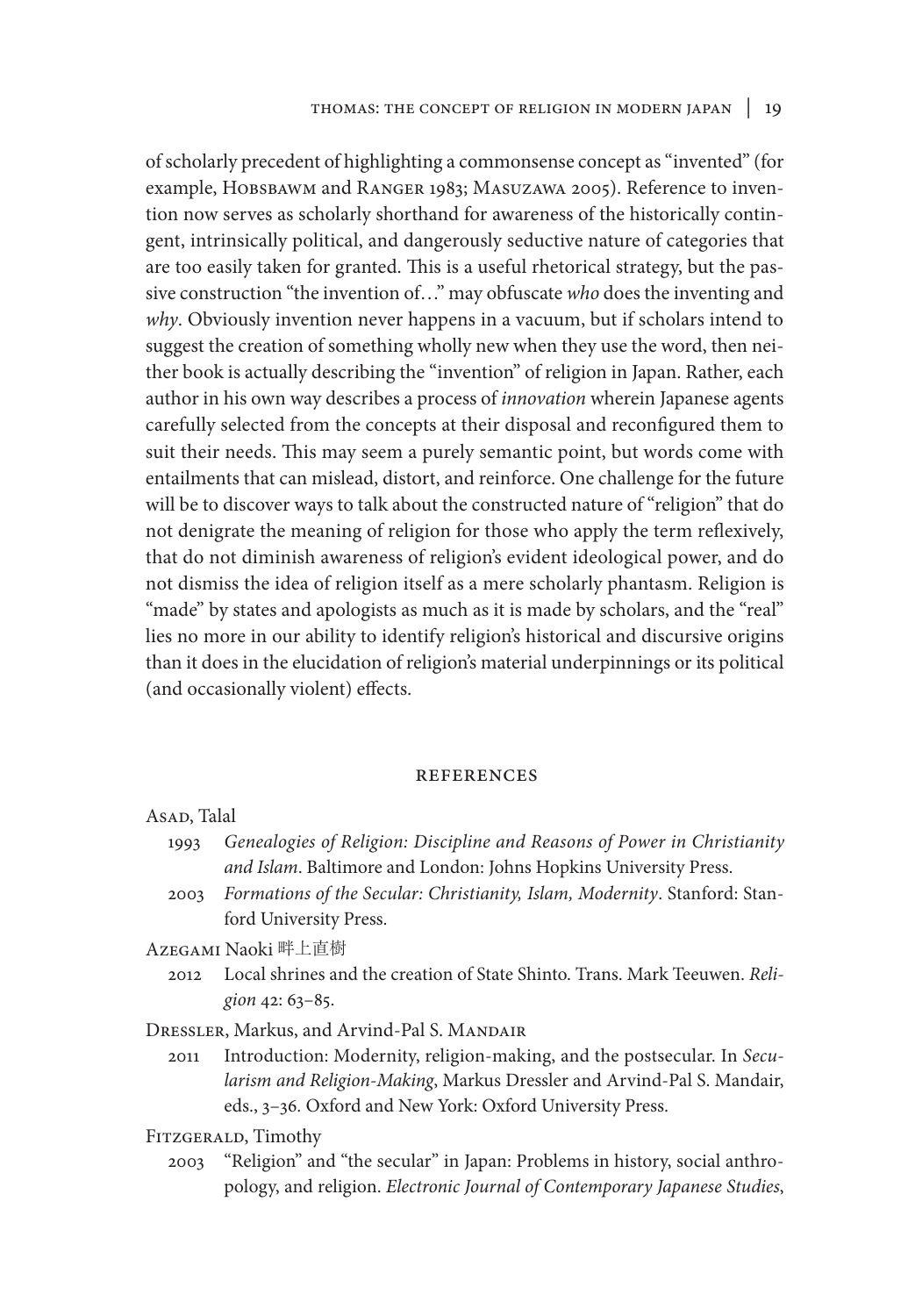of scholarly precedent of highlighting a commonsense concept as "invented" (for example, Hobsbawm and Ranger 1983; Masuzawa 2005). Reference to invention now serves as scholarly shorthand for awareness of the historically contingent, intrinsically political, and dangerously seductive nature of categories that are too easily taken for granted. This is a useful rhetorical strategy, but the passive construction "the invention of…" may obfuscate *who* does the inventing and *why*. Obviously invention never happens in a vacuum, but if scholars intend to suggest the creation of something wholly new when they use the word, then neither book is actually describing the "invention" of religion in Japan. Rather, each author in his own way describes a process of *innovation* wherein Japanese agents carefully selected from the concepts at their disposal and reconfigured them to suit their needs. This may seem a purely semantic point, but words come with entailments that can mislead, distort, and reinforce. One challenge for the future will be to discover ways to talk about the constructed nature of "religion" that do not denigrate the meaning of religion for those who apply the term reflexively, that do not diminish awareness of religion's evident ideological power, and do not dismiss the idea of religion itself as a mere scholarly phantasm. Religion is "made" by states and apologists as much as it is made by scholars, and the "real" lies no more in our ability to identify religion's historical and discursive origins than it does in the elucidation of religion's material underpinnings or its political (and occasionally violent) effects.

## References

Asad, Talal

1993 *Genealogies of Religion: Discipline and Reasons of Power in Christianity and Islam*. Baltimore and London: Johns Hopkins University Press.

2003 *Formations of the Secular: Christianity, Islam, Modernity*. Stanford: Stanford University Press.

Azegami Naoki 畔上直樹

2012 Local shrines and the creation of State Shinto. Trans. Mark Teeuwen. *Religion* 42: 63–85.

Dressler, Markus, and Arvind-Pal S. Mandair

2011 Introduction: Modernity, religion-making, and the postsecular. In *Secularism and Religion-Making*, Markus Dressler and Arvind-Pal S. Mandair, eds., 3–36. Oxford and New York: Oxford University Press.

Fitzgerald, Timothy

2003 "Religion" and "the secular" in Japan: Problems in history, social anthropology, and religion. *Electronic Journal of Contemporary Japanese Studies*,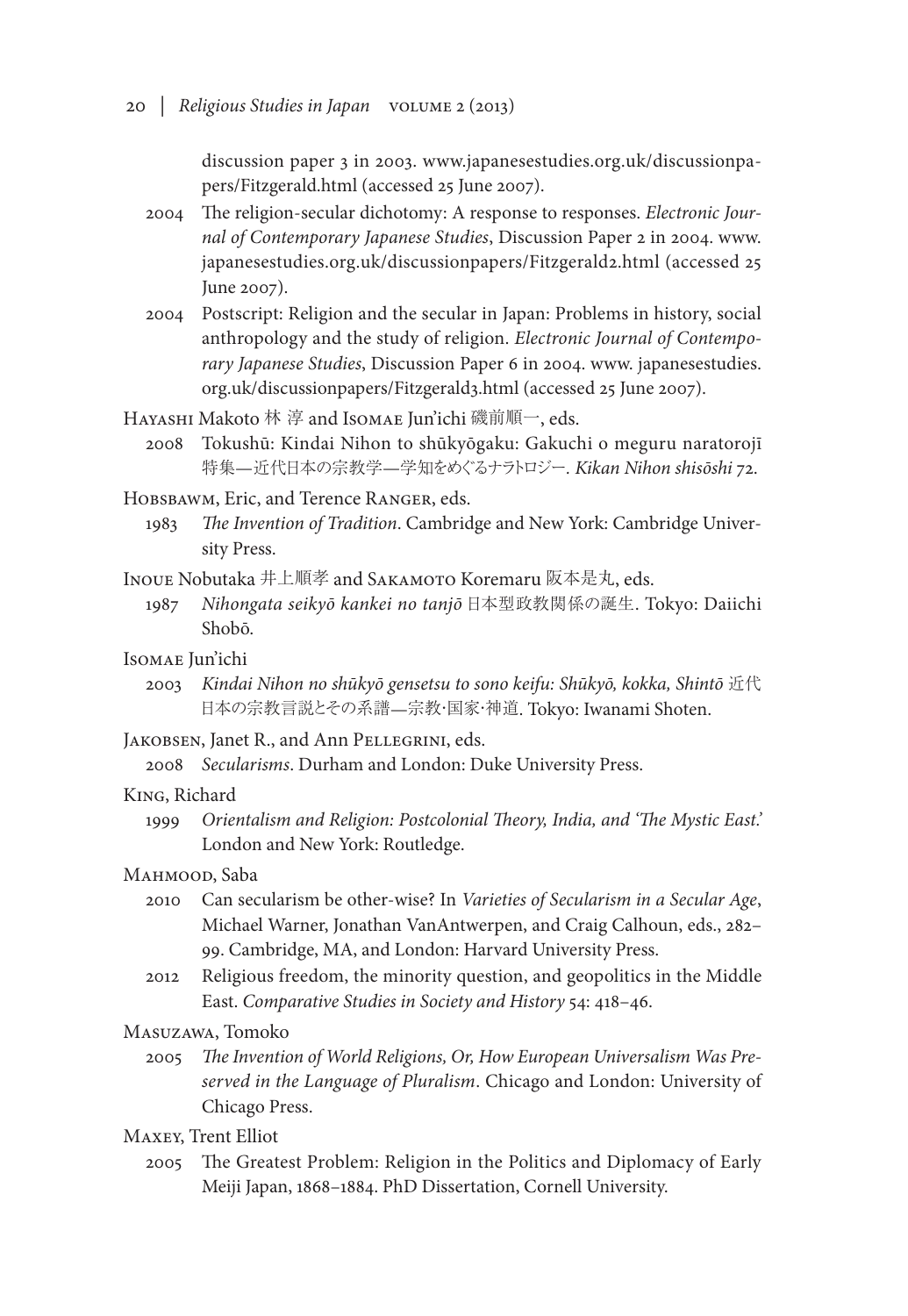discussion paper 3 in 2003. www.japanesestudies.org.uk/discussionpapers/Fitzgerald.html (accessed 25 June 2007).

2004 The religion-secular dichotomy: A response to responses. *Electronic Journal of Contemporary Japanese Studies*, Discussion Paper 2 in 2004. www.japanesestudies.org.uk/discussionpapers/Fitzgerald2.html (accessed 25 June 2007).

2004 Postscript: Religion and the secular in Japan: Problems in history, social anthropology and the study of religion. *Electronic Journal of Contemporary Japanese Studies*, Discussion Paper 6 in 2004. www. japanesestudies.org.uk/discussionpapers/Fitzgerald3.html (accessed 25 June 2007).

Hayashi Makoto 林 淳 and Isomae Jun'ichi 磯前順一, eds.

2008 Tokushū: Kindai Nihon to shūkyōgaku: Gakuchi o meguru naratorojī 特集—近代日本の宗教学—学知をめぐるナラトロジー. *Kikan Nihon shisōshi* 72.

Hobsbawm, Eric, and Terence Ranger, eds.

1983 *The Invention of Tradition*. Cambridge and New York: Cambridge University Press.

Inoue Nobutaka 井上順孝 and Sakamoto Koremaru 阪本是丸, eds.

1987 *Nihongata seikyō kankei no tanjō* 日本型政教関係の誕生. Tokyo: Daiichi Shobō.

Isomae Jun'ichi

2003 *Kindai Nihon no shūkyō gensetsu to sono keifu: Shūkyō, kokka, Shintō* 近代日本の宗教言説とその系譜—宗教·国家·神道. Tokyo: Iwanami Shoten.

Jakobsen, Janet R., and Ann Pellegrini, eds.

2008 *Secularisms*. Durham and London: Duke University Press.

King, Richard

1999 *Orientalism and Religion: Postcolonial Theory, India, and 'The Mystic East.'* London and New York: Routledge.

Mahmood, Saba

2010 Can secularism be other-wise? In *Varieties of Secularism in a Secular Age*, Michael Warner, Jonathan VanAntwerpen, and Craig Calhoun, eds., 282–99. Cambridge, MA, and London: Harvard University Press.

2012 Religious freedom, the minority question, and geopolitics in the Middle East. *Comparative Studies in Society and History* 54: 418–46.

Masuzawa, Tomoko

2005 *The Invention of World Religions, Or, How European Universalism Was Preserved in the Language of Pluralism*. Chicago and London: University of Chicago Press.

Maxey, Trent Elliot

2005 The Greatest Problem: Religion in the Politics and Diplomacy of Early Meiji Japan, 1868–1884. PhD Dissertation, Cornell University.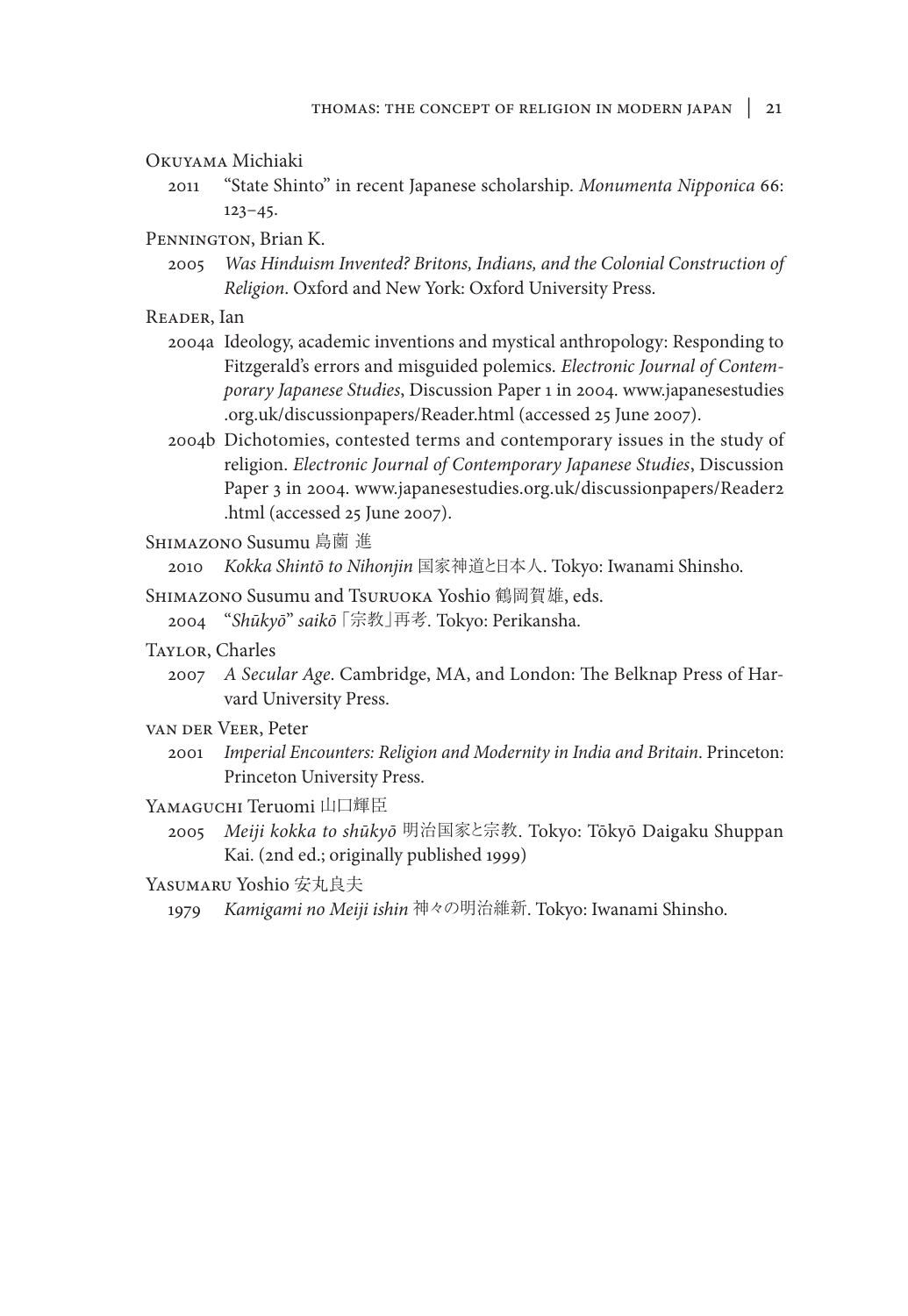Okuyama Michiaki

2011 "State Shinto" in recent Japanese scholarship. *Monumenta Nipponica* 66: 123–45.

Pennington, Brian K.

2005 *Was Hinduism Invented? Britons, Indians, and the Colonial Construction of Religion*. Oxford and New York: Oxford University Press.

Reader, Ian

2004a Ideology, academic inventions and mystical anthropology: Responding to Fitzgerald's errors and misguided polemics. *Electronic Journal of Contemporary Japanese Studies*, Discussion Paper 1 in 2004. www.japanesestudies.org.uk/discussionpapers/Reader.html (accessed 25 June 2007).

2004b Dichotomies, contested terms and contemporary issues in the study of religion. *Electronic Journal of Contemporary Japanese Studies*, Discussion Paper 3 in 2004. www.japanesestudies.org.uk/discussionpapers/Reader2.html (accessed 25 June 2007).

Shimazono Susumu 島薗 進

2010 *Kokka Shintō to Nihonjin* 国家神道と日本人. Tokyo: Iwanami Shinsho.

Shimazono Susumu and Tsuruoka Yoshio 鶴岡賀雄, eds.

2004 "*Shūkyō*" *saikō*「宗教」再考. Tokyo: Perikansha.

Taylor, Charles

2007 *A Secular Age*. Cambridge, MA, and London: The Belknap Press of Harvard University Press.

van der Veer, Peter

2001 *Imperial Encounters: Religion and Modernity in India and Britain*. Princeton: Princeton University Press.

Yamaguchi Teruomi 山口輝臣

2005 *Meiji kokka to shūkyō* 明治国家と宗教. Tokyo: Tōkyō Daigaku Shuppan Kai. (2nd ed.; originally published 1999)

Yasumaru Yoshio 安丸良夫

1979 *Kamigami no Meiji ishin* 神々の明治維新. Tokyo: Iwanami Shinsho.